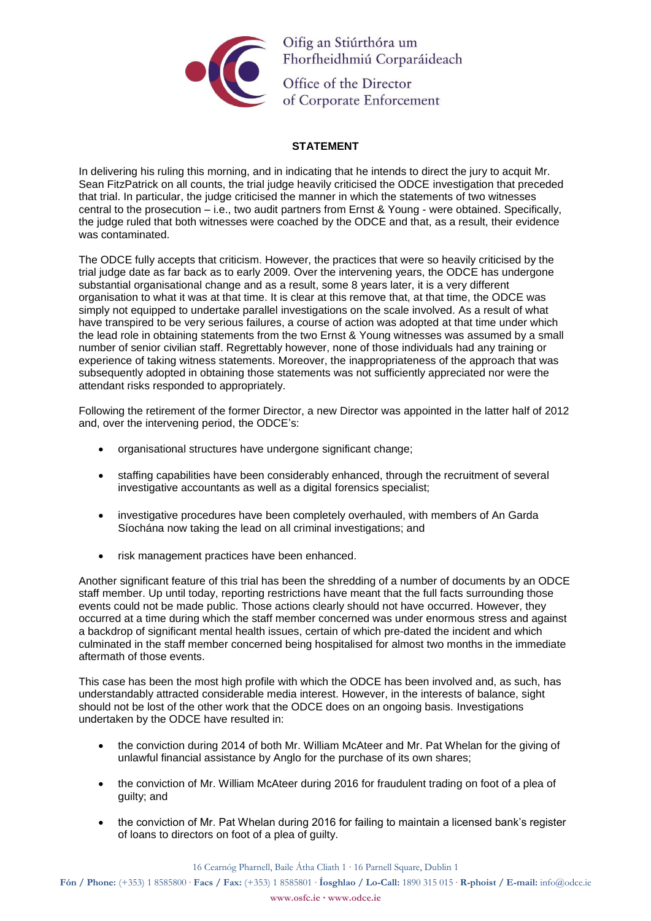Oifig an Stiúrthóra um Fhorfheidhmiú Corparáideach

Office of the Director of Corporate Enforcement

**STATEMENT**

In delivering his ruling this morning, and in indicating that he intends to direct the jury to acquit Mr. Sean FitzPatrick on all counts, the trial judge heavily criticised the ODCE investigation that preceded that trial. In particular, the judge criticised the manner in which the statements of two witnesses central to the prosecution – i.e., two audit partners from Ernst & Young - were obtained. Specifically, the judge ruled that both witnesses were coached by the ODCE and that, as a result, their evidence was contaminated.

The ODCE fully accepts that criticism. However, the practices that were so heavily criticised by the trial judge date as far back as to early 2009. Over the intervening years, the ODCE has undergone substantial organisational change and as a result, some 8 years later, it is a very different organisation to what it was at that time. It is clear at this remove that, at that time, the ODCE was simply not equipped to undertake parallel investigations on the scale involved. As a result of what have transpired to be very serious failures, a course of action was adopted at that time under which the lead role in obtaining statements from the two Ernst & Young witnesses was assumed by a small number of senior civilian staff. Regrettably however, none of those individuals had any training or experience of taking witness statements. Moreover, the inappropriateness of the approach that was subsequently adopted in obtaining those statements was not sufficiently appreciated nor were the attendant risks responded to appropriately.

Following the retirement of the former Director, a new Director was appointed in the latter half of 2012 and, over the intervening period, the ODCE's:

- organisational structures have undergone significant change;
- staffing capabilities have been considerably enhanced, through the recruitment of several investigative accountants as well as a digital forensics specialist;
- investigative procedures have been completely overhauled, with members of An Garda Síochána now taking the lead on all criminal investigations; and
- risk management practices have been enhanced.

Another significant feature of this trial has been the shredding of a number of documents by an ODCE staff member. Up until today, reporting restrictions have meant that the full facts surrounding those events could not be made public. Those actions clearly should not have occurred. However, they occurred at a time during which the staff member concerned was under enormous stress and against a backdrop of significant mental health issues, certain of which pre-dated the incident and which culminated in the staff member concerned being hospitalised for almost two months in the immediate aftermath of those events.

This case has been the most high profile with which the ODCE has been involved and, as such, has understandably attracted considerable media interest. However, in the interests of balance, sight should not be lost of the other work that the ODCE does on an ongoing basis. Investigations undertaken by the ODCE have resulted in:

- the conviction during 2014 of both Mr. William McAteer and Mr. Pat Whelan for the giving of unlawful financial assistance by Anglo for the purchase of its own shares;
- the conviction of Mr. William McAteer during 2016 for fraudulent trading on foot of a plea of guilty; and
- the conviction of Mr. Pat Whelan during 2016 for failing to maintain a licensed bank's register of loans to directors on foot of a plea of guilty.

16 Cearnóg Pharnell, Baile Átha Cliath 1 · 16 Parnell Square, Dublin 1

**Fón / Phone:** (+353) 1 8585800 · **Facs / Fax:** (+353) 1 8585801 · **Íosghlao / Lo-Call:** 1890 315 015 · **R-phoist / E-mail:** info@odce.ie

**www.osfc.ie · www.odce.ie**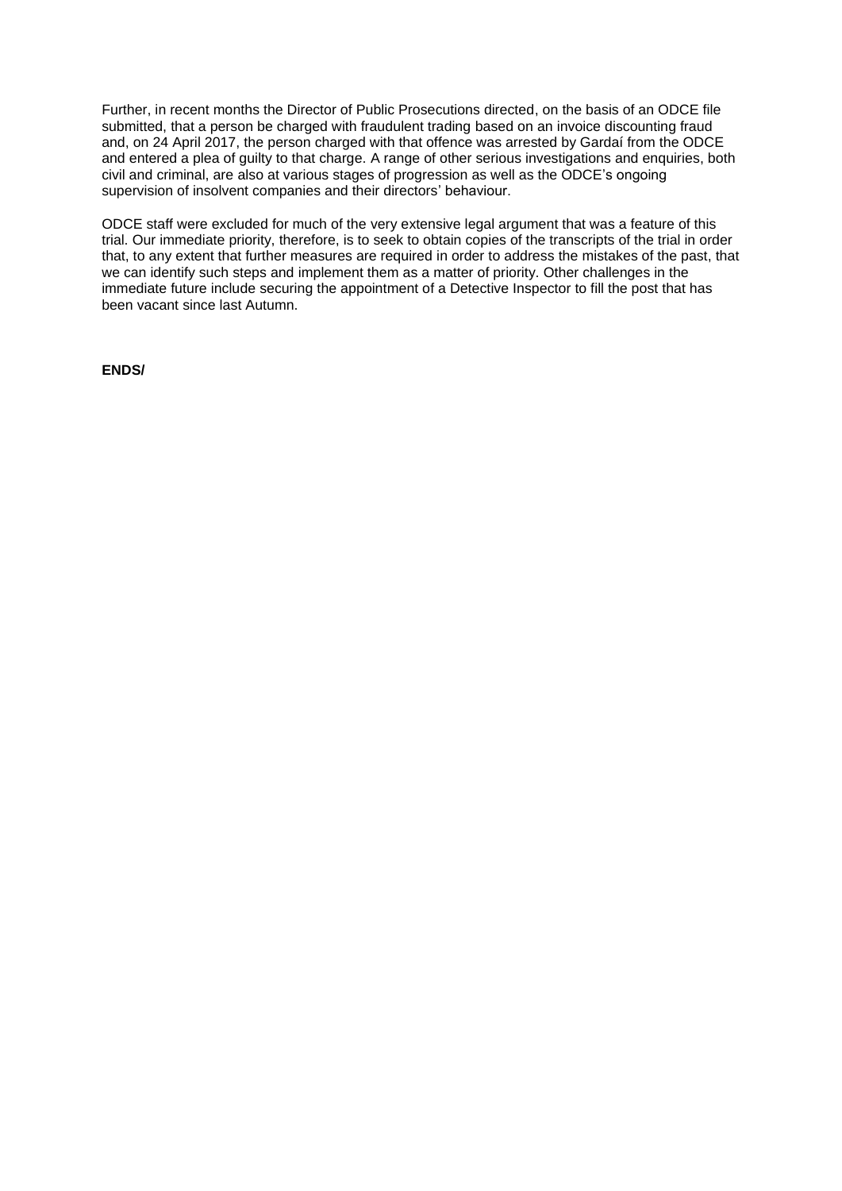Further, in recent months the Director of Public Prosecutions directed, on the basis of an ODCE file submitted, that a person be charged with fraudulent trading based on an invoice discounting fraud and, on 24 April 2017, the person charged with that offence was arrested by Gardaí from the ODCE and entered a plea of guilty to that charge. A range of other serious investigations and enquiries, both civil and criminal, are also at various stages of progression as well as the ODCE's ongoing supervision of insolvent companies and their directors' behaviour.

ODCE staff were excluded for much of the very extensive legal argument that was a feature of this trial. Our immediate priority, therefore, is to seek to obtain copies of the transcripts of the trial in order that, to any extent that further measures are required in order to address the mistakes of the past, that we can identify such steps and implement them as a matter of priority. Other challenges in the immediate future include securing the appointment of a Detective Inspector to fill the post that has been vacant since last Autumn.

**ENDS/**